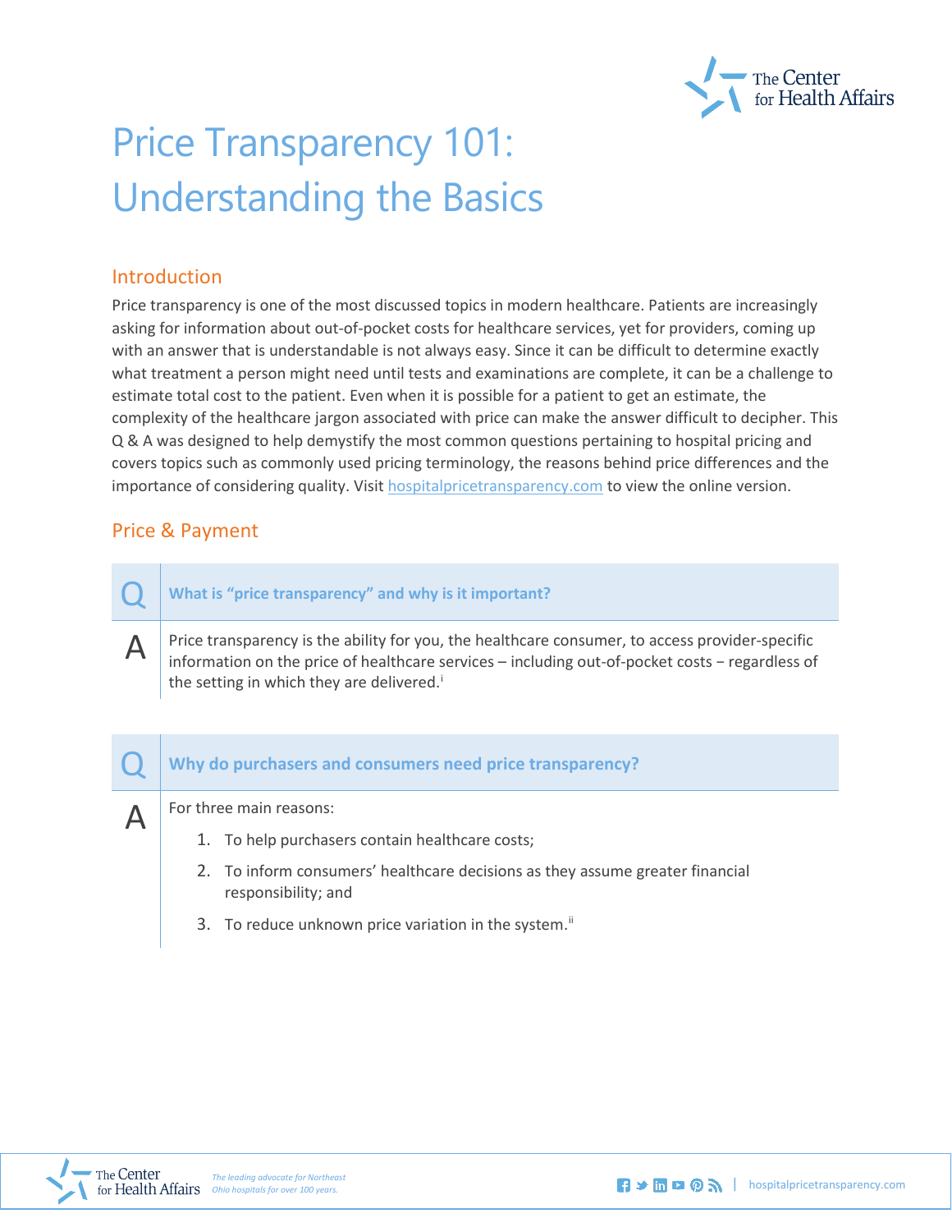# Price Transparency 101: Understanding the Basics

## Introduction

Price transparency is one of the most discussed topics in modern healthcare. Patients are increasingly asking for information about out-of-pocket costs for healthcare services, yet for providers, coming up with an answer that is understandable is not always easy. Since it can be difficult to determine exactly what treatment a person might need until tests and examinations are complete, it can be a challenge to estimate total cost to the patient. Even when it is possible for a patient to get an estimate, the complexity of the healthcare jargon associated with price can make the answer difficult to decipher. This Q & A was designed to help demystify the most common questions pertaining to hospital pricing and covers topics such as commonly used pricing terminology, the reasons behind price differences and the importance of considering quality. Visit hospitalpricetransparency.com to view the online version.

## Price & Payment

**Q: What is "price transparency" and why is it important?**

**A:** Price transparency is the ability for you, the healthcare consumer, to access provider-specific information on the price of healthcare services – including out-of-pocket costs – regardless of the setting in which they are delivered.[i]

**Q: Why do purchasers and consumers need price transparency?**

**A:** For three main reasons:

1. To help purchasers contain healthcare costs;
2. To inform consumers' healthcare decisions as they assume greater financial responsibility; and
3. To reduce unknown price variation in the system.[ii]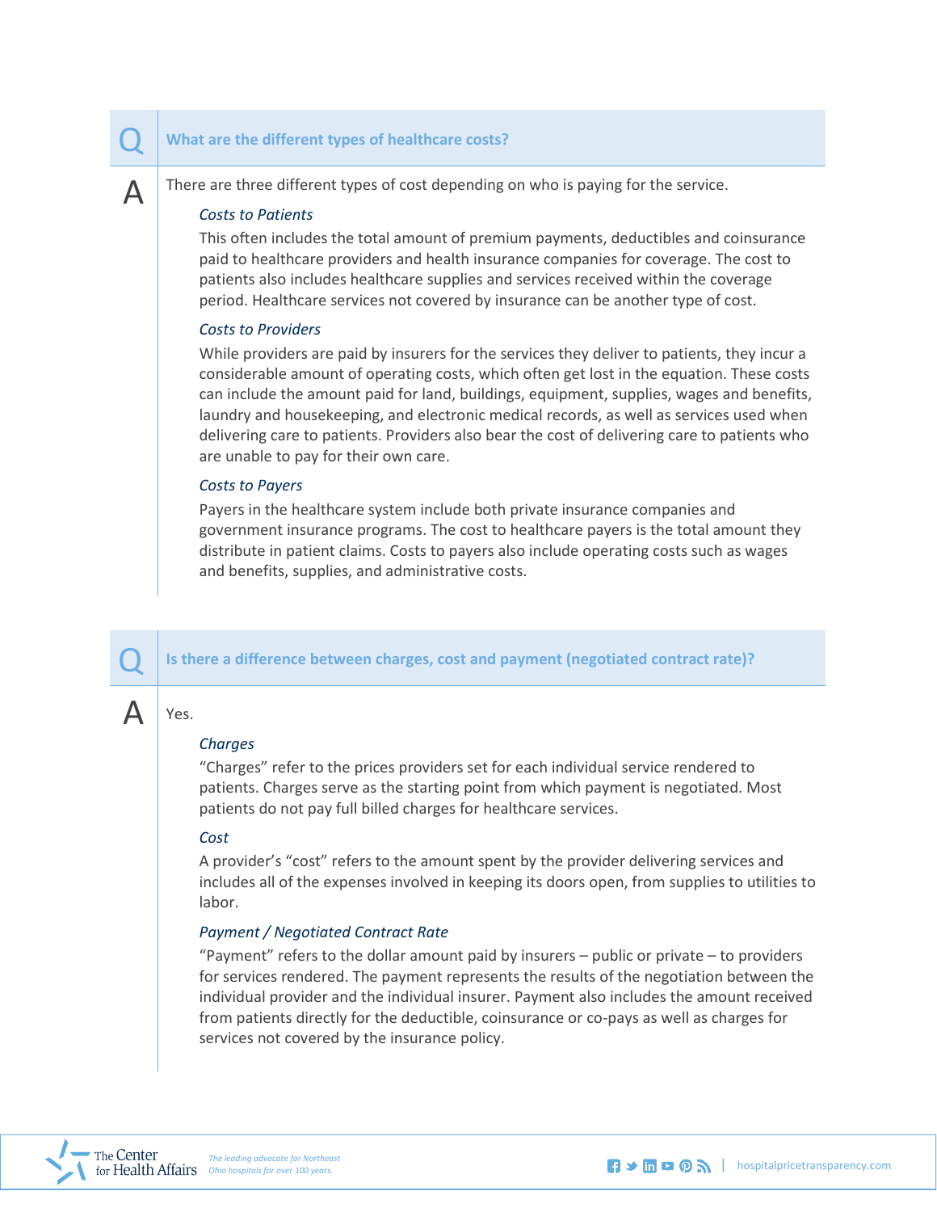## Q: What are the different types of healthcare costs?

**A:** There are three different types of cost depending on who is paying for the service.

*Costs to Patients*

This often includes the total amount of premium payments, deductibles and coinsurance paid to healthcare providers and health insurance companies for coverage. The cost to patients also includes healthcare supplies and services received within the coverage period. Healthcare services not covered by insurance can be another type of cost.

*Costs to Providers*

While providers are paid by insurers for the services they deliver to patients, they incur a considerable amount of operating costs, which often get lost in the equation. These costs can include the amount paid for land, buildings, equipment, supplies, wages and benefits, laundry and housekeeping, and electronic medical records, as well as services used when delivering care to patients. Providers also bear the cost of delivering care to patients who are unable to pay for their own care.

*Costs to Payers*

Payers in the healthcare system include both private insurance companies and government insurance programs. The cost to healthcare payers is the total amount they distribute in patient claims. Costs to payers also include operating costs such as wages and benefits, supplies, and administrative costs.

## Q: Is there a difference between charges, cost and payment (negotiated contract rate)?

**A:** Yes.

*Charges*

"Charges" refer to the prices providers set for each individual service rendered to patients. Charges serve as the starting point from which payment is negotiated. Most patients do not pay full billed charges for healthcare services.

*Cost*

A provider's "cost" refers to the amount spent by the provider delivering services and includes all of the expenses involved in keeping its doors open, from supplies to utilities to labor.

*Payment / Negotiated Contract Rate*

"Payment" refers to the dollar amount paid by insurers – public or private – to providers for services rendered. The payment represents the results of the negotiation between the individual provider and the individual insurer. Payment also includes the amount received from patients directly for the deductible, coinsurance or co-pays as well as charges for services not covered by the insurance policy.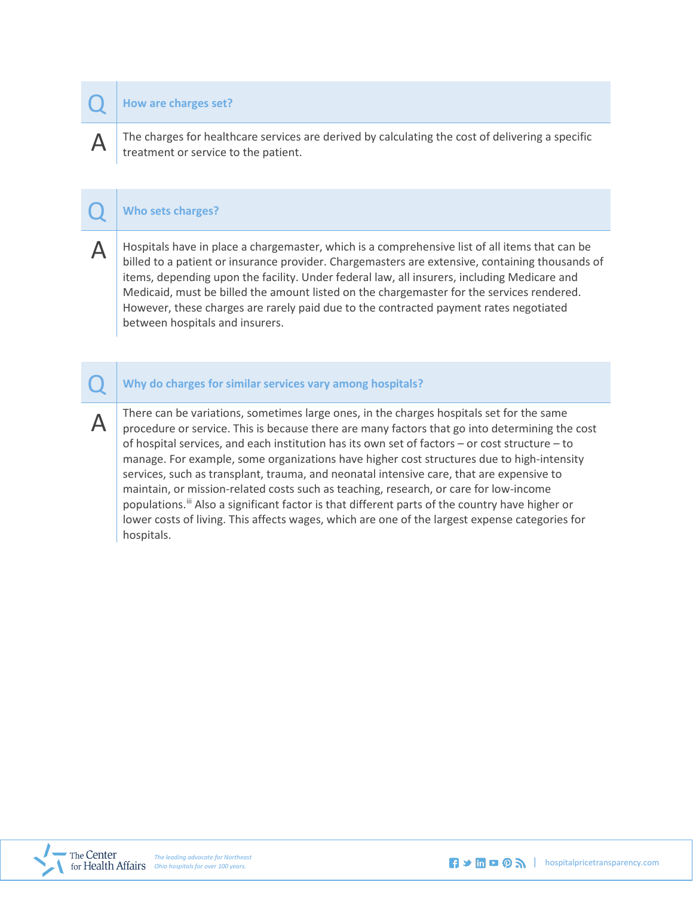### Q: How are charges set?

**A:** The charges for healthcare services are derived by calculating the cost of delivering a specific treatment or service to the patient.

### Q: Who sets charges?

**A:** Hospitals have in place a chargemaster, which is a comprehensive list of all items that can be billed to a patient or insurance provider. Chargemasters are extensive, containing thousands of items, depending upon the facility. Under federal law, all insurers, including Medicare and Medicaid, must be billed the amount listed on the chargemaster for the services rendered. However, these charges are rarely paid due to the contracted payment rates negotiated between hospitals and insurers.

### Q: Why do charges for similar services vary among hospitals?

**A:** There can be variations, sometimes large ones, in the charges hospitals set for the same procedure or service. This is because there are many factors that go into determining the cost of hospital services, and each institution has its own set of factors – or cost structure – to manage. For example, some organizations have higher cost structures due to high-intensity services, such as transplant, trauma, and neonatal intensive care, that are expensive to maintain, or mission-related costs such as teaching, research, or care for low-income populations.[iii] Also a significant factor is that different parts of the country have higher or lower costs of living. This affects wages, which are one of the largest expense categories for hospitals.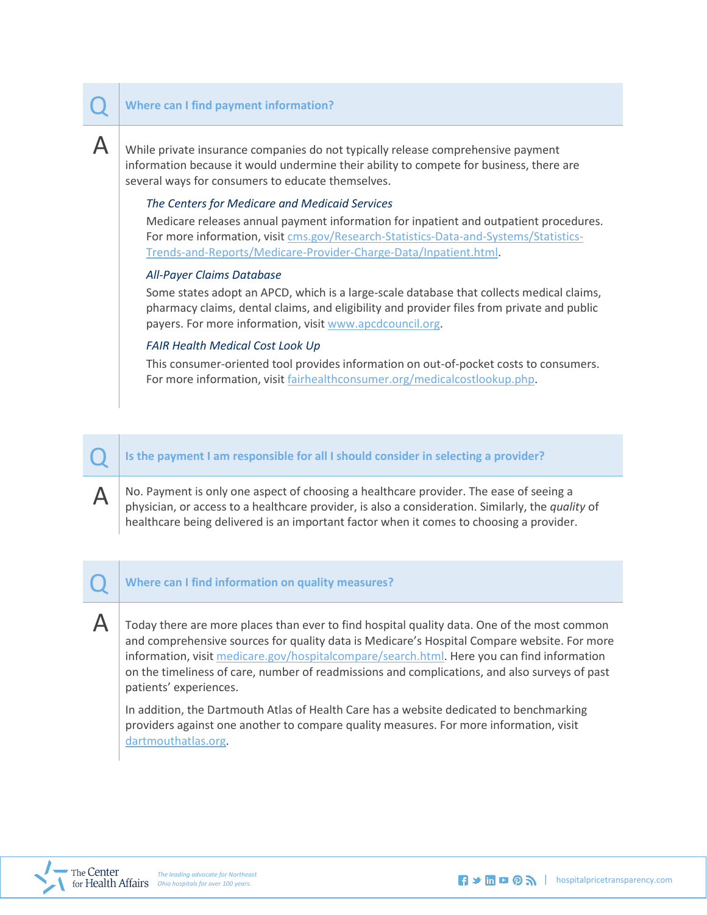## Q: Where can I find payment information?

**A:** While private insurance companies do not typically release comprehensive payment information because it would undermine their ability to compete for business, there are several ways for consumers to educate themselves.

*The Centers for Medicare and Medicaid Services*

Medicare releases annual payment information for inpatient and outpatient procedures. For more information, visit cms.gov/Research-Statistics-Data-and-Systems/Statistics-Trends-and-Reports/Medicare-Provider-Charge-Data/Inpatient.html.

*All-Payer Claims Database*

Some states adopt an APCD, which is a large-scale database that collects medical claims, pharmacy claims, dental claims, and eligibility and provider files from private and public payers. For more information, visit www.apcdcouncil.org.

*FAIR Health Medical Cost Look Up*

This consumer-oriented tool provides information on out-of-pocket costs to consumers. For more information, visit fairhealthconsumer.org/medicalcostlookup.php.

## Q: Is the payment I am responsible for all I should consider in selecting a provider?

**A:** No. Payment is only one aspect of choosing a healthcare provider. The ease of seeing a physician, or access to a healthcare provider, is also a consideration. Similarly, the *quality* of healthcare being delivered is an important factor when it comes to choosing a provider.

## Q: Where can I find information on quality measures?

**A:** Today there are more places than ever to find hospital quality data. One of the most common and comprehensive sources for quality data is Medicare's Hospital Compare website. For more information, visit medicare.gov/hospitalcompare/search.html. Here you can find information on the timeliness of care, number of readmissions and complications, and also surveys of past patients' experiences.

In addition, the Dartmouth Atlas of Health Care has a website dedicated to benchmarking providers against one another to compare quality measures. For more information, visit dartmouthatlas.org.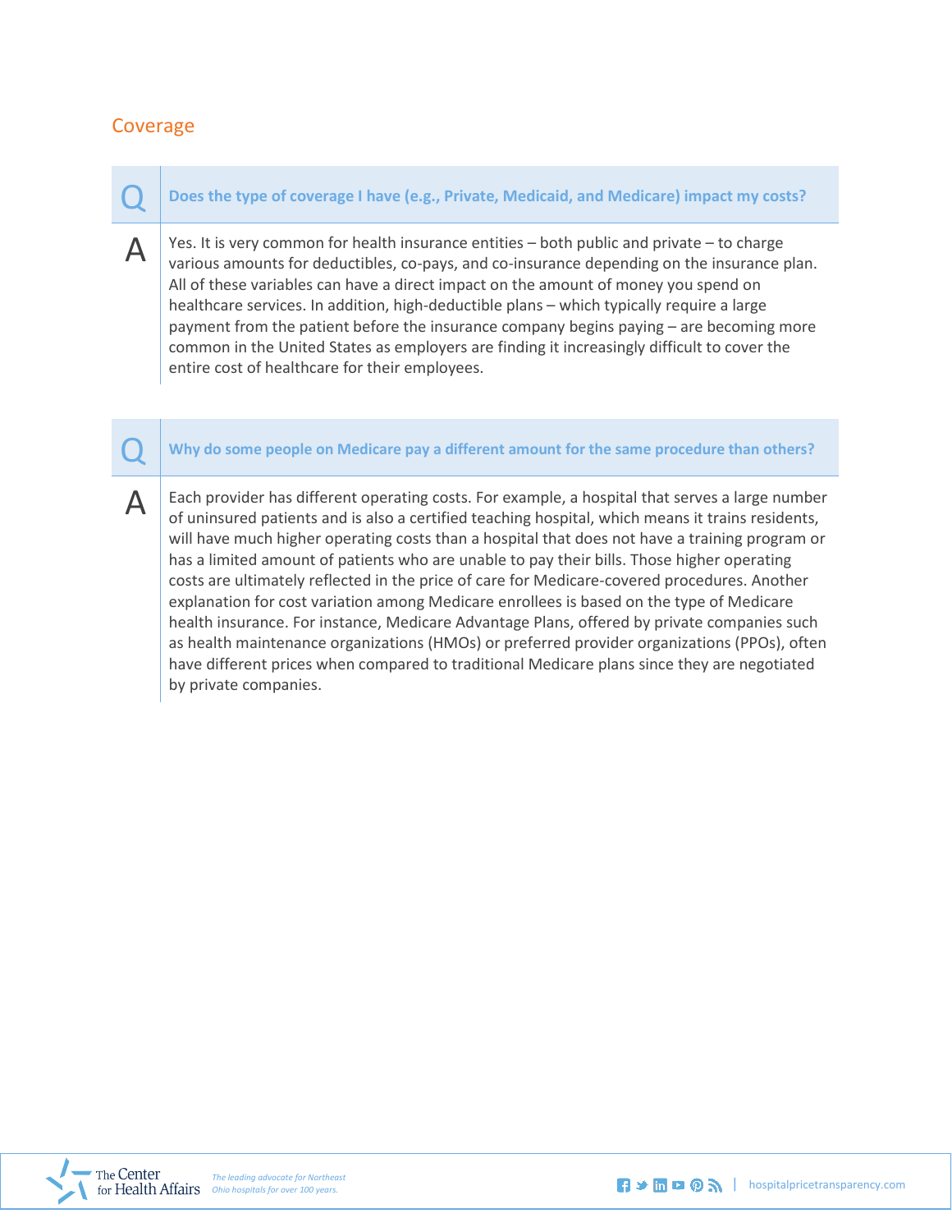## Coverage

**Q: Does the type of coverage I have (e.g., Private, Medicaid, and Medicare) impact my costs?**

**A:** Yes. It is very common for health insurance entities – both public and private – to charge various amounts for deductibles, co-pays, and co-insurance depending on the insurance plan. All of these variables can have a direct impact on the amount of money you spend on healthcare services. In addition, high-deductible plans – which typically require a large payment from the patient before the insurance company begins paying – are becoming more common in the United States as employers are finding it increasingly difficult to cover the entire cost of healthcare for their employees.

**Q: Why do some people on Medicare pay a different amount for the same procedure than others?**

**A:** Each provider has different operating costs. For example, a hospital that serves a large number of uninsured patients and is also a certified teaching hospital, which means it trains residents, will have much higher operating costs than a hospital that does not have a training program or has a limited amount of patients who are unable to pay their bills. Those higher operating costs are ultimately reflected in the price of care for Medicare-covered procedures. Another explanation for cost variation among Medicare enrollees is based on the type of Medicare health insurance. For instance, Medicare Advantage Plans, offered by private companies such as health maintenance organizations (HMOs) or preferred provider organizations (PPOs), often have different prices when compared to traditional Medicare plans since they are negotiated by private companies.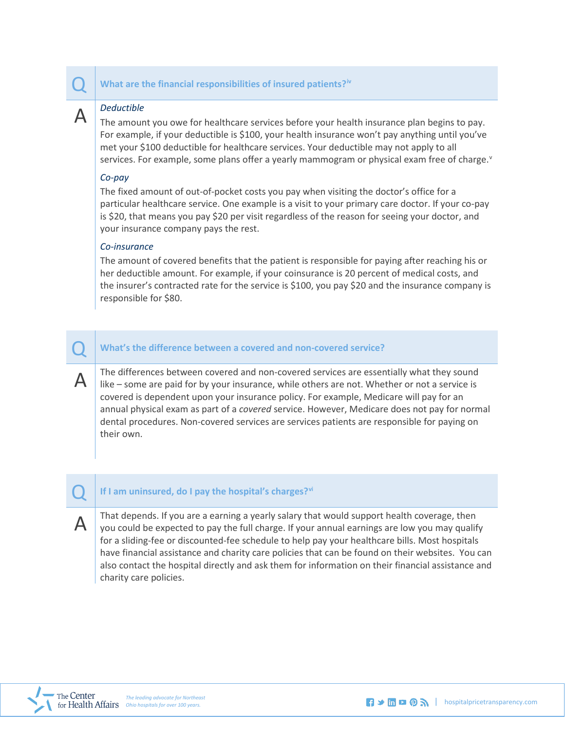## Q What are the financial responsibilities of insured patients?[iv]

**A**

*Deductible*

The amount you owe for healthcare services before your health insurance plan begins to pay. For example, if your deductible is $100, your health insurance won't pay anything until you've met your $100 deductible for healthcare services. Your deductible may not apply to all services. For example, some plans offer a yearly mammogram or physical exam free of charge.[v]

*Co-pay*

The fixed amount of out-of-pocket costs you pay when visiting the doctor's office for a particular healthcare service. One example is a visit to your primary care doctor. If your co-pay is $20, that means you pay $20 per visit regardless of the reason for seeing your doctor, and your insurance company pays the rest.

*Co-insurance*

The amount of covered benefits that the patient is responsible for paying after reaching his or her deductible amount. For example, if your coinsurance is 20 percent of medical costs, and the insurer's contracted rate for the service is $100, you pay $20 and the insurance company is responsible for $80.

## Q What's the difference between a covered and non-covered service?

**A** The differences between covered and non-covered services are essentially what they sound like – some are paid for by your insurance, while others are not. Whether or not a service is covered is dependent upon your insurance policy. For example, Medicare will pay for an annual physical exam as part of a *covered* service. However, Medicare does not pay for normal dental procedures. Non-covered services are services patients are responsible for paying on their own.

## Q If I am uninsured, do I pay the hospital's charges?[vi]

**A** That depends. If you are a earning a yearly salary that would support health coverage, then you could be expected to pay the full charge. If your annual earnings are low you may qualify for a sliding-fee or discounted-fee schedule to help pay your healthcare bills. Most hospitals have financial assistance and charity care policies that can be found on their websites. You can also contact the hospital directly and ask them for information on their financial assistance and charity care policies.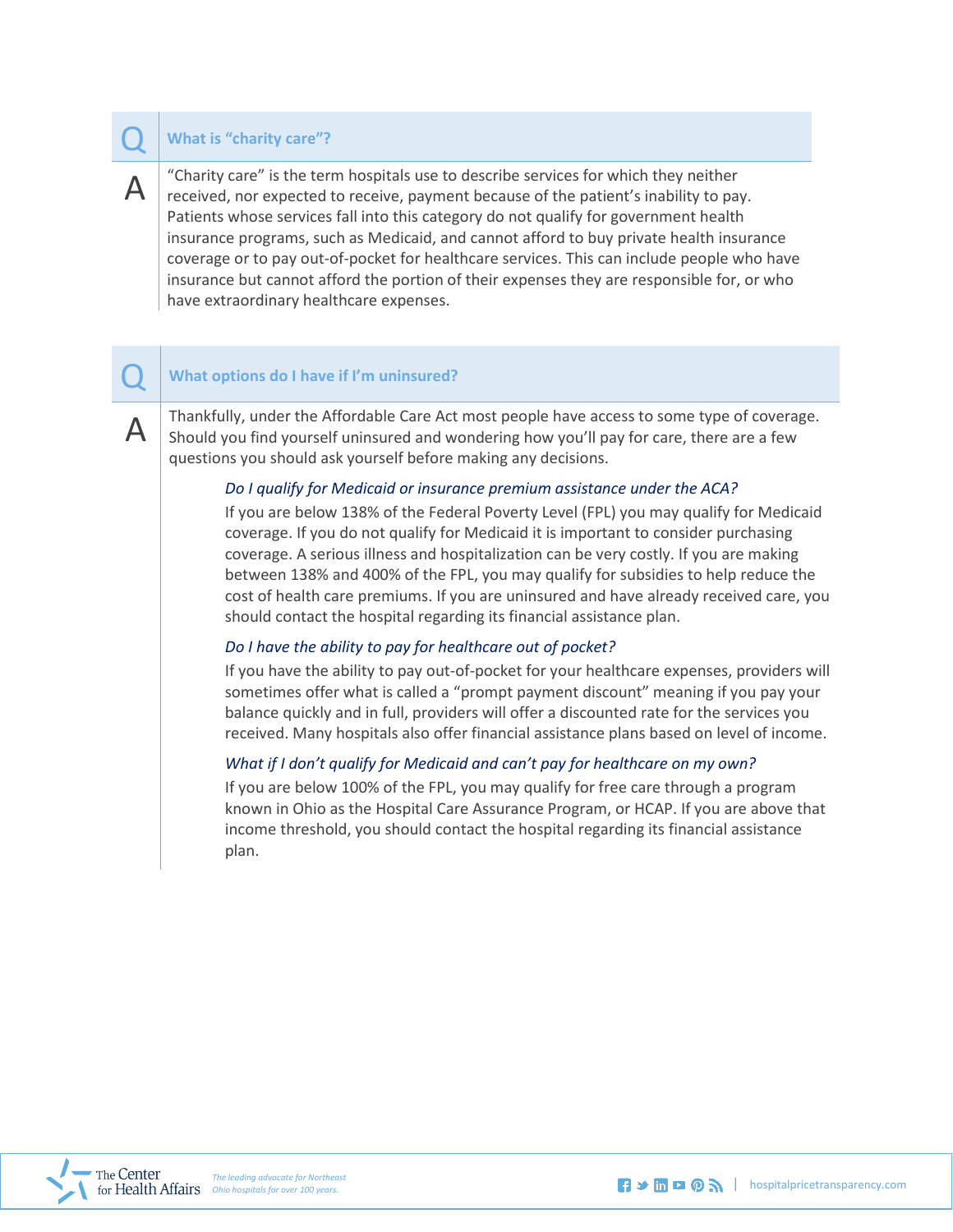## Q: What is "charity care"?

**A:** "Charity care" is the term hospitals use to describe services for which they neither received, nor expected to receive, payment because of the patient's inability to pay. Patients whose services fall into this category do not qualify for government health insurance programs, such as Medicaid, and cannot afford to buy private health insurance coverage or to pay out-of-pocket for healthcare services. This can include people who have insurance but cannot afford the portion of their expenses they are responsible for, or who have extraordinary healthcare expenses.

## Q: What options do I have if I'm uninsured?

**A:** Thankfully, under the Affordable Care Act most people have access to some type of coverage. Should you find yourself uninsured and wondering how you'll pay for care, there are a few questions you should ask yourself before making any decisions.

*Do I qualify for Medicaid or insurance premium assistance under the ACA?*

If you are below 138% of the Federal Poverty Level (FPL) you may qualify for Medicaid coverage. If you do not qualify for Medicaid it is important to consider purchasing coverage. A serious illness and hospitalization can be very costly. If you are making between 138% and 400% of the FPL, you may qualify for subsidies to help reduce the cost of health care premiums. If you are uninsured and have already received care, you should contact the hospital regarding its financial assistance plan.

*Do I have the ability to pay for healthcare out of pocket?*

If you have the ability to pay out-of-pocket for your healthcare expenses, providers will sometimes offer what is called a "prompt payment discount" meaning if you pay your balance quickly and in full, providers will offer a discounted rate for the services you received. Many hospitals also offer financial assistance plans based on level of income.

*What if I don't qualify for Medicaid and can't pay for healthcare on my own?*

If you are below 100% of the FPL, you may qualify for free care through a program known in Ohio as the Hospital Care Assurance Program, or HCAP. If you are above that income threshold, you should contact the hospital regarding its financial assistance plan.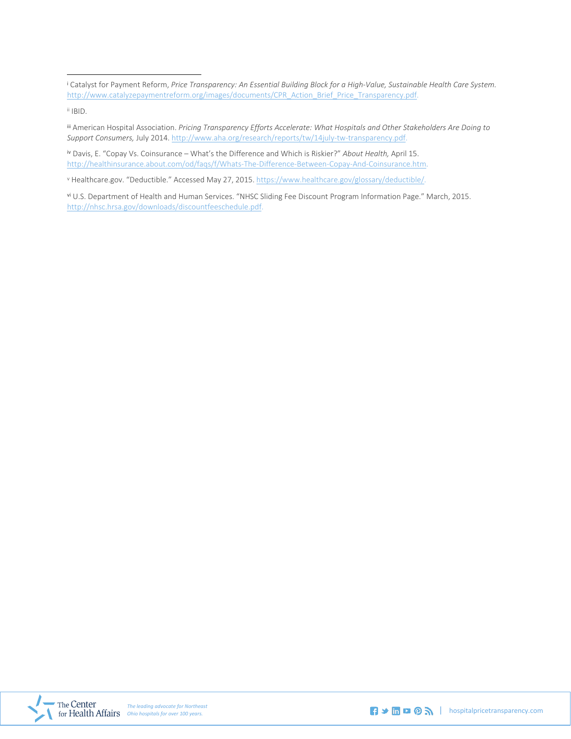[i] Catalyst for Payment Reform, *Price Transparency: An Essential Building Block for a High-Value, Sustainable Health Care System.* http://www.catalyzepaymentreform.org/images/documents/CPR_Action_Brief_Price_Transparency.pdf.

[ii] IBID.

[iii] American Hospital Association. *Pricing Transparency Efforts Accelerate: What Hospitals and Other Stakeholders Are Doing to Support Consumers,* July 2014. http://www.aha.org/research/reports/tw/14july-tw-transparency.pdf.

[iv] Davis, E. "Copay Vs. Coinsurance – What's the Difference and Which is Riskier?" *About Health,* April 15. http://healthinsurance.about.com/od/faqs/f/Whats-The-Difference-Between-Copay-And-Coinsurance.htm.

[v] Healthcare.gov. "Deductible." Accessed May 27, 2015. https://www.healthcare.gov/glossary/deductible/.

[vi] U.S. Department of Health and Human Services. "NHSC Sliding Fee Discount Program Information Page." March, 2015. http://nhsc.hrsa.gov/downloads/discountfeeschedule.pdf.